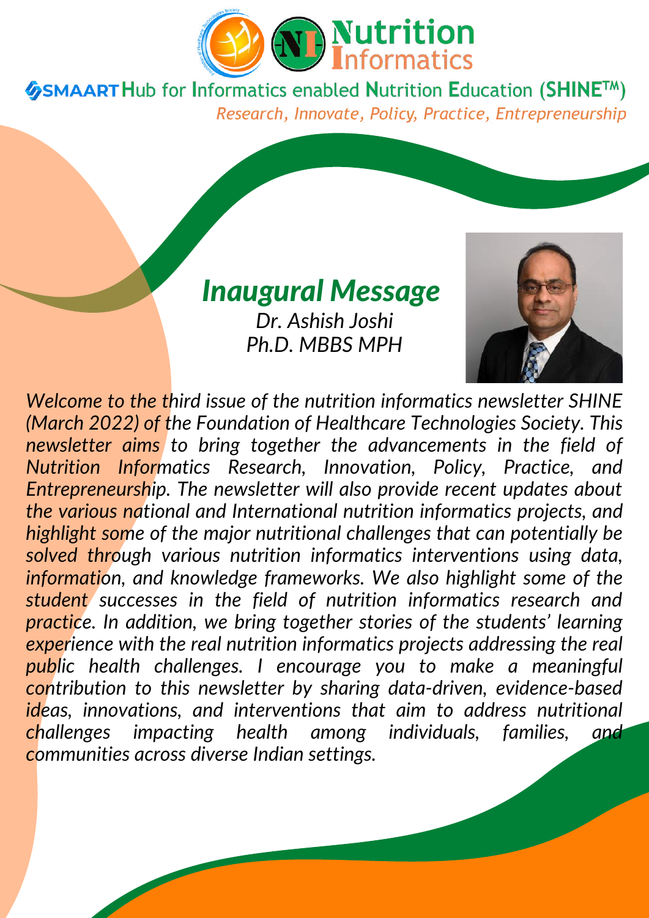# Nutrition Informatics

**SMAART Hub for Informatics enabled Nutrition Education (SHINE™)**

*Research, Innovate, Policy, Practice, Entrepreneurship*

## *Inaugural Message*

*Dr. Ashish Joshi*
*Ph.D. MBBS MPH*

*Welcome to the third issue of the nutrition informatics newsletter SHINE (March 2022) of the Foundation of Healthcare Technologies Society. This newsletter aims to bring together the advancements in the field of Nutrition Informatics Research, Innovation, Policy, Practice, and Entrepreneurship. The newsletter will also provide recent updates about the various national and International nutrition informatics projects, and highlight some of the major nutritional challenges that can potentially be solved through various nutrition informatics interventions using data, information, and knowledge frameworks. We also highlight some of the student successes in the field of nutrition informatics research and practice. In addition, we bring together stories of the students' learning experience with the real nutrition informatics projects addressing the real public health challenges. I encourage you to make a meaningful contribution to this newsletter by sharing data-driven, evidence-based ideas, innovations, and interventions that aim to address nutritional challenges impacting health among individuals, families, and communities across diverse Indian settings.*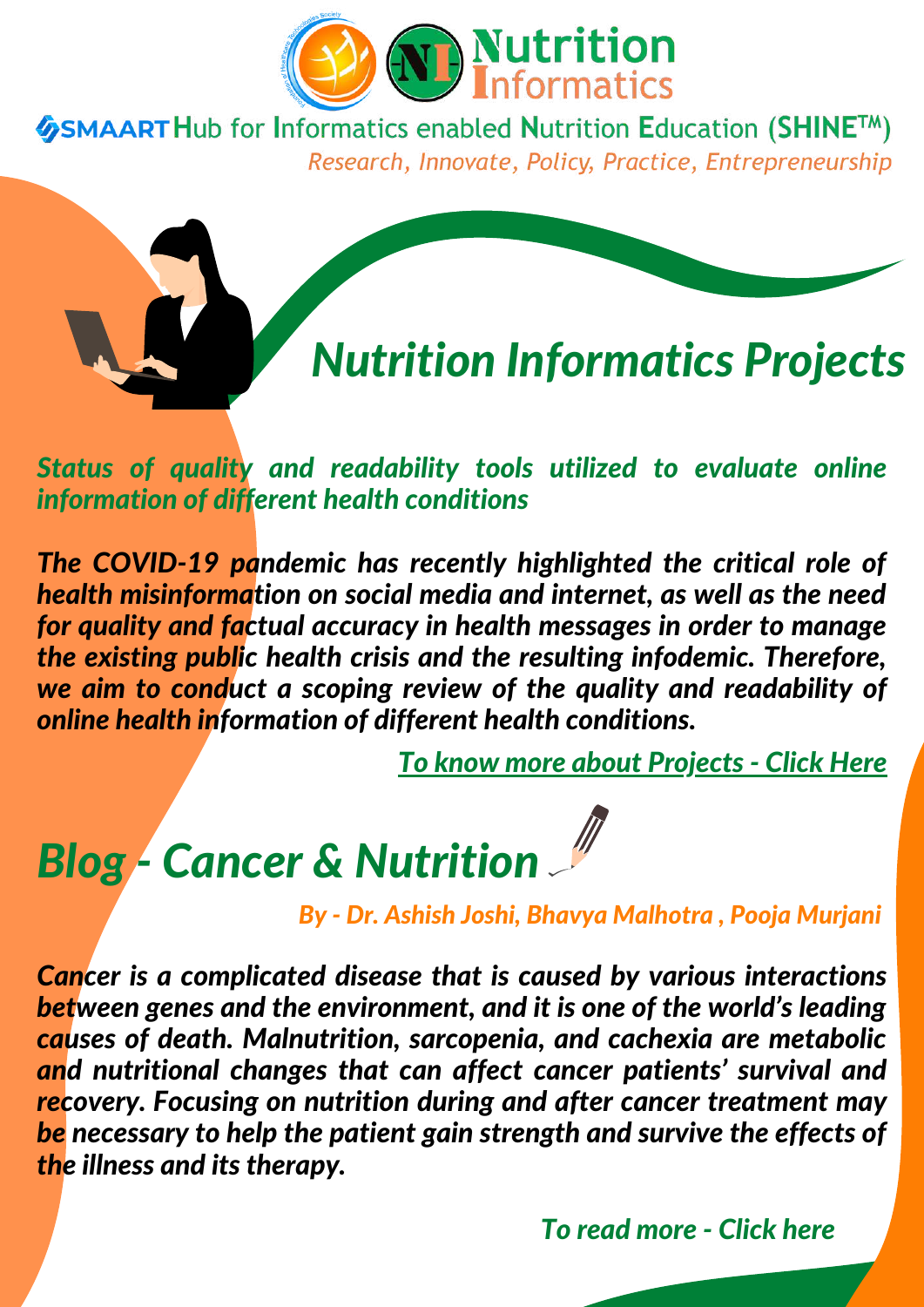Nutrition Informatics

SMAART Hub for Informatics enabled Nutrition Education (SHINE™)

*Research, Innovate, Policy, Practice, Entrepreneurship*

# *Nutrition Informatics Projects*

***Status of quality and readability tools utilized to evaluate online information of different health conditions***

***The COVID-19 pandemic has recently highlighted the critical role of health misinformation on social media and internet, as well as the need for quality and factual accuracy in health messages in order to manage the existing public health crisis and the resulting infodemic. Therefore, we aim to conduct a scoping review of the quality and readability of online health information of different health conditions.***

***To know more about Projects - Click Here***

# *Blog - Cancer & Nutrition*

***By - Dr. Ashish Joshi, Bhavya Malhotra , Pooja Murjani***

***Cancer is a complicated disease that is caused by various interactions between genes and the environment, and it is one of the world's leading causes of death. Malnutrition, sarcopenia, and cachexia are metabolic and nutritional changes that can affect cancer patients' survival and recovery. Focusing on nutrition during and after cancer treatment may be necessary to help the patient gain strength and survive the effects of the illness and its therapy.***

***To read more - Click here***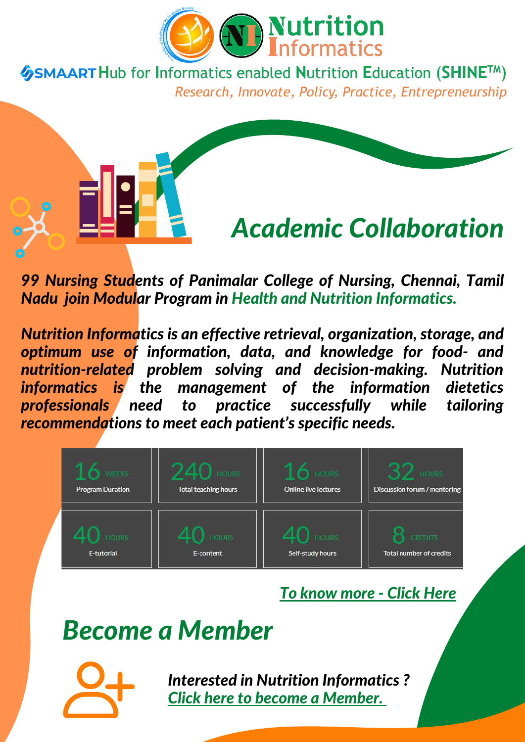# Nutrition Informatics

**SMAART Hub for Informatics enabled Nutrition Education (SHINE™)**

*Research, Innovate, Policy, Practice, Entrepreneurship*

## *Academic Collaboration*

***99 Nursing Students of Panimalar College of Nursing, Chennai, Tamil Nadu join Modular Program in Health and Nutrition Informatics.***

***Nutrition Informatics is an effective retrieval, organization, storage, and optimum use of information, data, and knowledge for food- and nutrition-related problem solving and decision-making. Nutrition informatics is the management of the information dietetics professionals need to practice successfully while tailoring recommendations to meet each patient's specific needs.***

| 16 WEEKS | 240 HOURS | 16 HOURS | 32 HOURS |
|---|---|---|---|
| Program Duration | Total teaching hours | Online live lectures | Discussion forum / mentoring |
| **40 HOURS** | **40 HOURS** | **40 HOURS** | **8 CREDITS** |
| E-tutorial | E-content | Self-study hours | Total number of credits |

***To know more - Click Here***

## *Become a Member*

***Interested in Nutrition Informatics ?***
***Click here to become a Member.***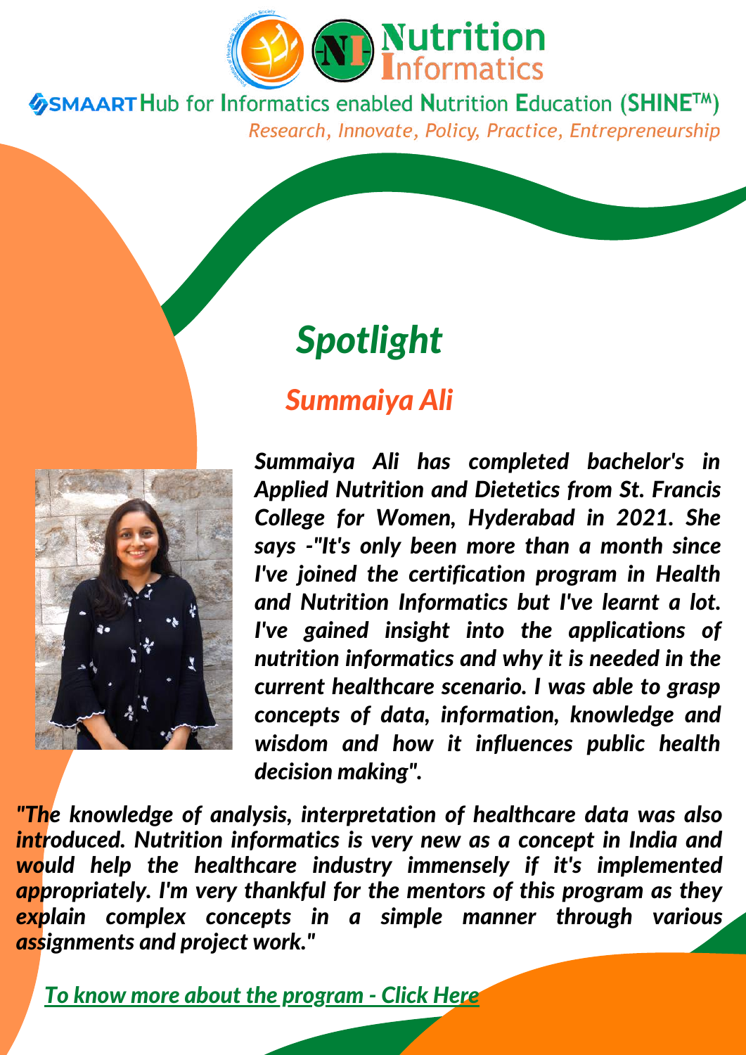# Nutrition Informatics

**SMAART Hub for Informatics enabled Nutrition Education (SHINE™)**

*Research, Innovate, Policy, Practice, Entrepreneurship*

## *Spotlight*

### *Summaiya Ali*

***Summaiya Ali has completed bachelor's in Applied Nutrition and Dietetics from St. Francis College for Women, Hyderabad in 2021. She says -"It's only been more than a month since I've joined the certification program in Health and Nutrition Informatics but I've learnt a lot. I've gained insight into the applications of nutrition informatics and why it is needed in the current healthcare scenario. I was able to grasp concepts of data, information, knowledge and wisdom and how it influences public health decision making".***

***"The knowledge of analysis, interpretation of healthcare data was also introduced. Nutrition informatics is very new as a concept in India and would help the healthcare industry immensely if it's implemented appropriately. I'm very thankful for the mentors of this program as they explain complex concepts in a simple manner through various assignments and project work."***

***To know more about the program - Click Here***